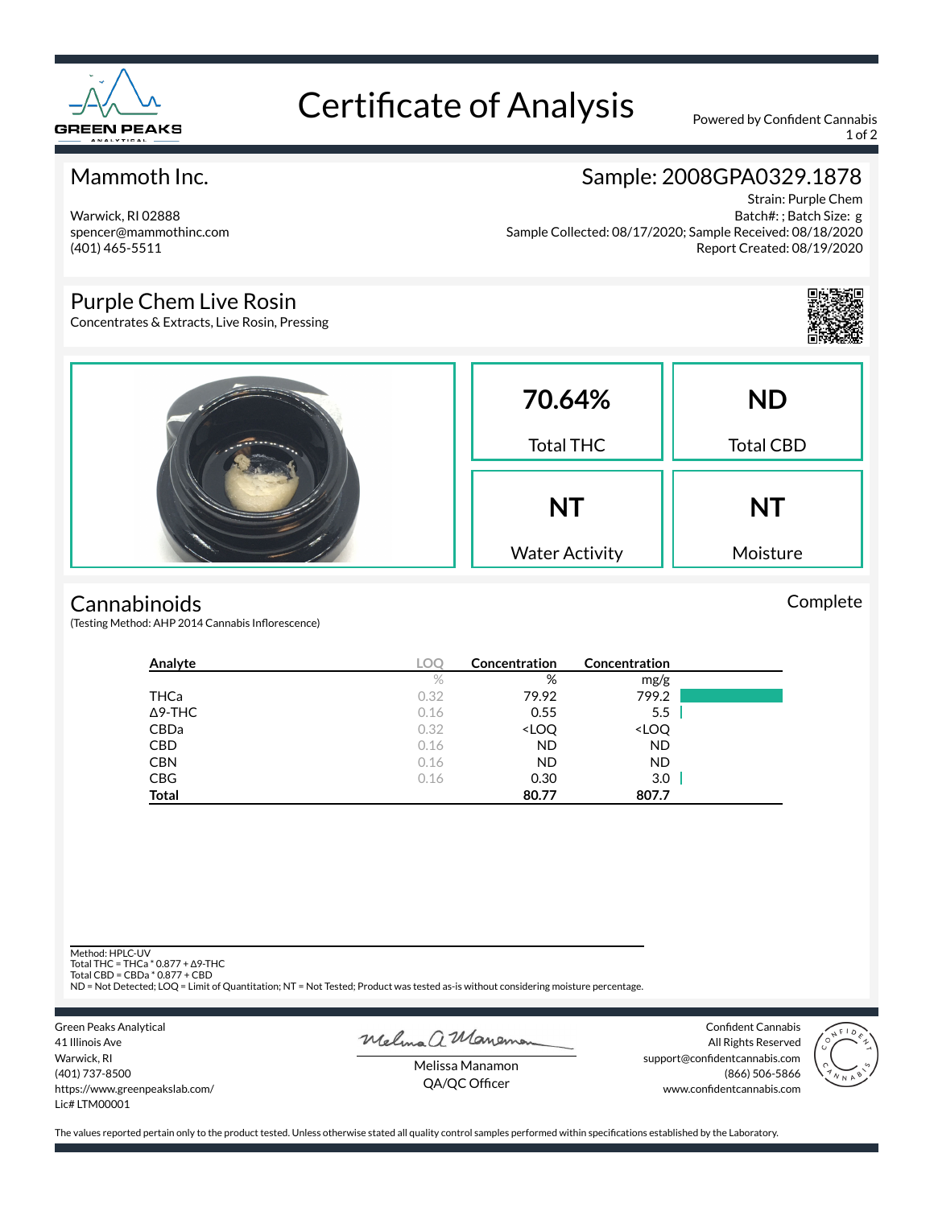# Certificate of Analysis

Powered by Confident Cannabis

## Mammoth Inc.

Warwick, RI 02888
spencer@mammothinc.com
(401) 465-5511

## Sample: 2008GPA0329.1878

Strain: Purple Chem
Batch#: ; Batch Size: g
Sample Collected: 08/17/2020; Sample Received: 08/18/2020
Report Created: 08/19/2020

## Purple Chem Live Rosin

Concentrates & Extracts, Live Rosin, Pressing

| **70.64%** | **ND** |
|---|---|
| Total THC | Total CBD |
| **NT** | **NT** |
| Water Activity | Moisture |

## Cannabinoids

Complete

(Testing Method: AHP 2014 Cannabis Inflorescence)

| Analyte | LOQ | Concentration | Concentration |
|---|---|---|---|
| | % | % | mg/g |
| THCa | 0.32 | 79.92 | 799.2 |
| Δ9-THC | 0.16 | 0.55 | 5.5 |
| CBDa | 0.32 | <LOQ | <LOQ |
| CBD | 0.16 | ND | ND |
| CBN | 0.16 | ND | ND |
| CBG | 0.16 | 0.30 | 3.0 |
| **Total** | | **80.77** | **807.7** |

Method: HPLC-UV
Total THC = THCa * 0.877 + Δ9-THC
Total CBD = CBDa * 0.877 + CBD
ND = Not Detected; LOQ = Limit of Quantitation; NT = Not Tested; Product was tested as-is without considering moisture percentage.

Green Peaks Analytical
41 Illinois Ave
Warwick, RI
(401) 737-8500
https://www.greenpeakslab.com/
Lic# LTM00001

Melissa Manamon
QA/QC Officer

Confident Cannabis
All Rights Reserved
support@confidentcannabis.com
(866) 506-5866
www.confidentcannabis.com

The values reported pertain only to the product tested. Unless otherwise stated all quality control samples performed within specifications established by the Laboratory.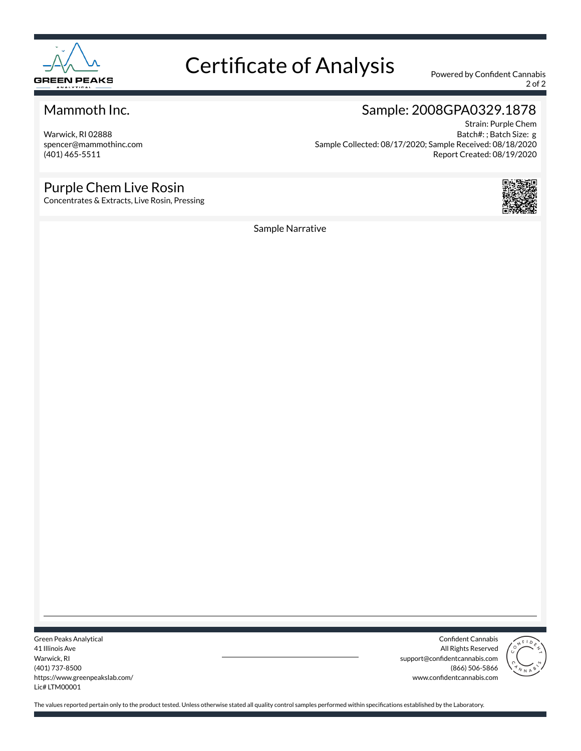# Certificate of Analysis

Powered by Confident Cannabis

## Mammoth Inc.

Warwick, RI 02888
spencer@mammothinc.com
(401) 465-5511

## Sample: 2008GPA0329.1878

Strain: Purple Chem
Batch#: ; Batch Size: g
Sample Collected: 08/17/2020; Sample Received: 08/18/2020
Report Created: 08/19/2020

## Purple Chem Live Rosin

Concentrates & Extracts, Live Rosin, Pressing

### Sample Narrative

Green Peaks Analytical
41 Illinois Ave
Warwick, RI
(401) 737-8500
https://www.greenpeakslab.com/
Lic# LTM00001

Confident Cannabis
All Rights Reserved
support@confidentcannabis.com
(866) 506-5866
www.confidentcannabis.com

The values reported pertain only to the product tested. Unless otherwise stated all quality control samples performed within specifications established by the Laboratory.